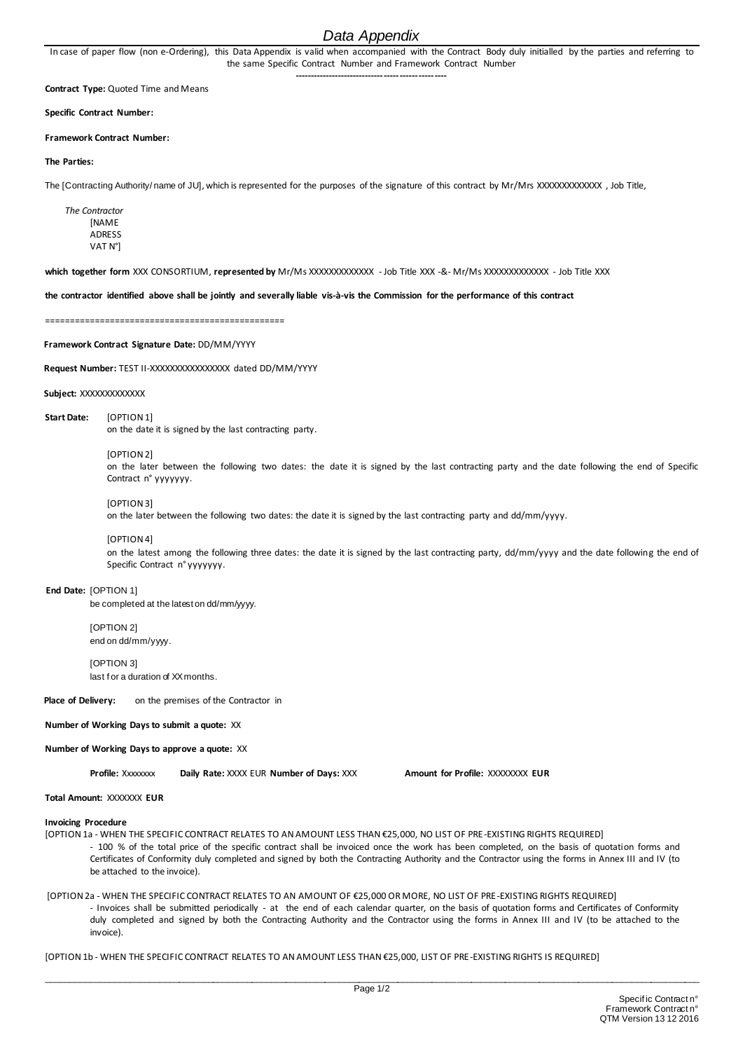# Data Appendix

In case of paper flow (non e-Ordering), this Data Appendix is valid when accompanied with the Contract Body duly initialled by the parties and referring to the same Specific Contract Number and Framework Contract Number

---

**Contract Type:** Quoted Time and Means

**Specific Contract Number:**

**Framework Contract Number:**

**The Parties:**

The [Contracting Authority/ name of JU], which is represented for the purposes of the signature of this contract by Mr/Mrs XXXXXXXXXXXXX , Job Title,

*The Contractor*
[NAME
ADRESS
VAT N°]

**which together form** XXX CONSORTIUM, **represented by** Mr/Ms XXXXXXXXXXXXX - Job Title XXX -&- Mr/Ms XXXXXXXXXXXXX - Job Title XXX

**the contractor identified above shall be jointly and severally liable vis-à-vis the Commission for the performance of this contract**

===============================================

**Framework Contract Signature Date:** DD/MM/YYYY

**Request Number:** TEST II-XXXXXXXXXXXXXXXX dated DD/MM/YYYY

**Subject:** XXXXXXXXXXXXX

**Start Date:** [OPTION 1]
on the date it is signed by the last contracting party.

[OPTION 2]
on the later between the following two dates: the date it is signed by the last contracting party and the date following the end of Specific Contract n° yyyyyyy.

[OPTION 3]
on the later between the following two dates: the date it is signed by the last contracting party and dd/mm/yyyy.

[OPTION 4]
on the latest among the following three dates: the date it is signed by the last contracting party, dd/mm/yyyy and the date following the end of Specific Contract n° yyyyyyy.

**End Date:** [OPTION 1]
be completed at the latest on dd/mm/yyyy.

[OPTION 2]
end on dd/mm/yyyy.

[OPTION 3]
last for a duration of XX months.

**Place of Delivery:** on the premises of the Contractor in

**Number of Working Days to submit a quote:** XX

**Number of Working Days to approve a quote:** XX

**Profile:** Xxxxxxxx **Daily Rate:** XXXX EUR **Number of Days:** XXX **Amount for Profile:** XXXXXXXX **EUR**

**Total Amount:** XXXXXXX **EUR**

**Invoicing Procedure**

[OPTION 1a - WHEN THE SPECIFIC CONTRACT RELATES TO AN AMOUNT LESS THAN €25,000, NO LIST OF PRE-EXISTING RIGHTS REQUIRED]

- 100 % of the total price of the specific contract shall be invoiced once the work has been completed, on the basis of quotation forms and Certificates of Conformity duly completed and signed by both the Contracting Authority and the Contractor using the forms in Annex III and IV (to be attached to the invoice).

[OPTION 2a - WHEN THE SPECIFIC CONTRACT RELATES TO AN AMOUNT OF €25,000 OR MORE, NO LIST OF PRE-EXISTING RIGHTS REQUIRED]

- Invoices shall be submitted periodically - at the end of each calendar quarter, on the basis of quotation forms and Certificates of Conformity duly completed and signed by both the Contracting Authority and the Contractor using the forms in Annex III and IV (to be attached to the invoice).

[OPTION 1b - WHEN THE SPECIFIC CONTRACT RELATES TO AN AMOUNT LESS THAN €25,000, LIST OF PRE-EXISTING RIGHTS IS REQUIRED]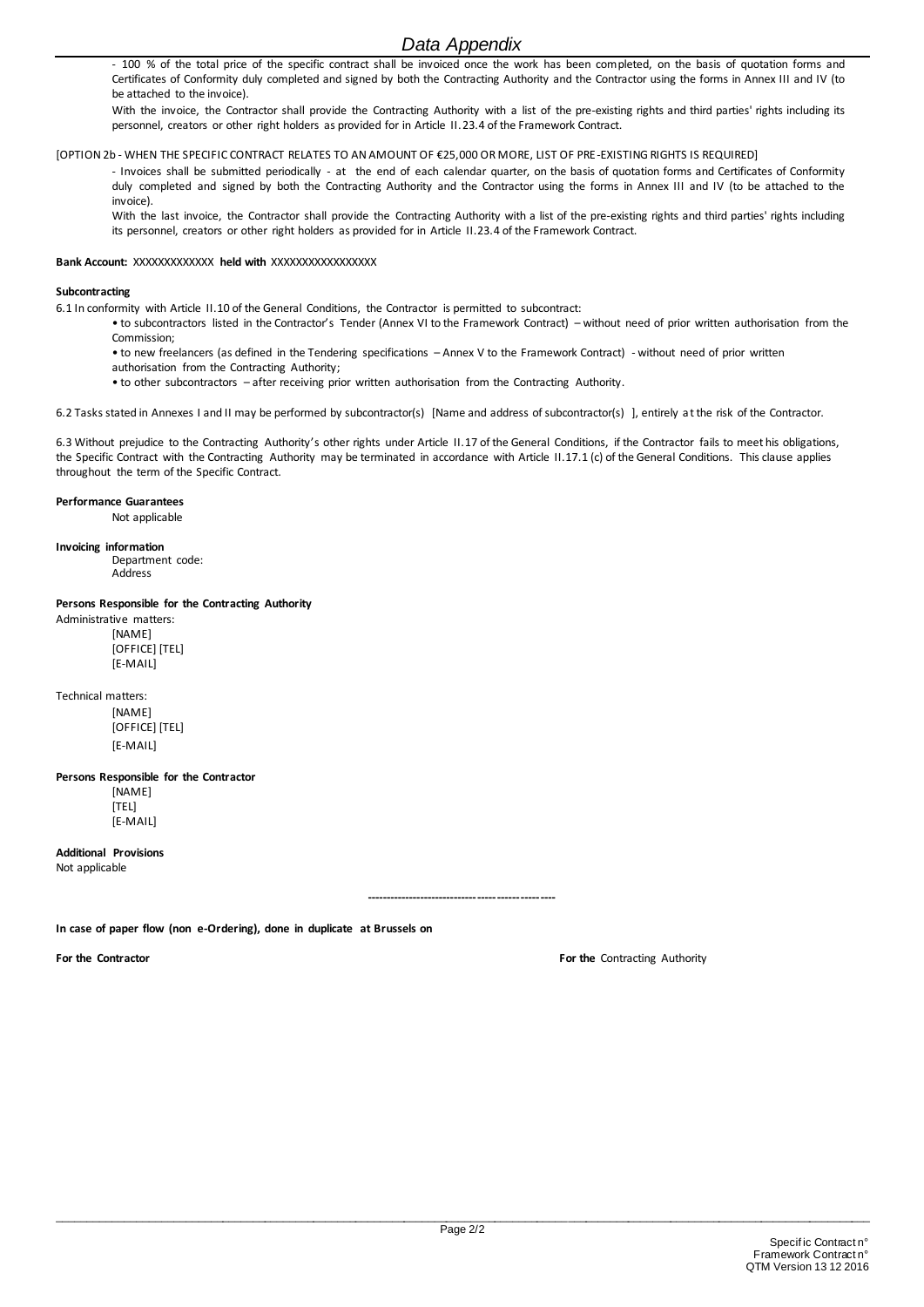- 100 % of the total price of the specific contract shall be invoiced once the work has been completed, on the basis of quotation forms and Certificates of Conformity duly completed and signed by both the Contracting Authority and the Contractor using the forms in Annex III and IV (to be attached to the invoice).

With the invoice, the Contractor shall provide the Contracting Authority with a list of the pre-existing rights and third parties' rights including its personnel, creators or other right holders as provided for in Article II.23.4 of the Framework Contract.

[OPTION 2b - WHEN THE SPECIFIC CONTRACT RELATES TO AN AMOUNT OF €25,000 OR MORE, LIST OF PRE-EXISTING RIGHTS IS REQUIRED]

- Invoices shall be submitted periodically - at the end of each calendar quarter, on the basis of quotation forms and Certificates of Conformity duly completed and signed by both the Contracting Authority and the Contractor using the forms in Annex III and IV (to be attached to the invoice).

With the last invoice, the Contractor shall provide the Contracting Authority with a list of the pre-existing rights and third parties' rights including its personnel, creators or other right holders as provided for in Article II.23.4 of the Framework Contract.

**Bank Account:** XXXXXXXXXXXXX **held with** XXXXXXXXXXXXXXXXX

**Subcontracting**

6.1 In conformity with Article II.10 of the General Conditions, the Contractor is permitted to subcontract:

- to subcontractors listed in the Contractor's Tender (Annex VI to the Framework Contract) – without need of prior written authorisation from the Commission;
- to new freelancers (as defined in the Tendering specifications – Annex V to the Framework Contract) - without need of prior written authorisation from the Contracting Authority;
- to other subcontractors – after receiving prior written authorisation from the Contracting Authority.

6.2 Tasks stated in Annexes I and II may be performed by subcontractor(s) [Name and address of subcontractor(s) ], entirely at the risk of the Contractor.

6.3 Without prejudice to the Contracting Authority's other rights under Article II.17 of the General Conditions, if the Contractor fails to meet his obligations, the Specific Contract with the Contracting Authority may be terminated in accordance with Article II.17.1 (c) of the General Conditions. This clause applies throughout the term of the Specific Contract.

**Performance Guarantees**

Not applicable

**Invoicing information**

Department code:
Address

**Persons Responsible for the Contracting Authority**

Administrative matters:

[NAME]
[OFFICE] [TEL]
[E-MAIL]

Technical matters:

[NAME]
[OFFICE] [TEL]
[E-MAIL]

**Persons Responsible for the Contractor**

[NAME]
[TEL]
[E-MAIL]

**Additional Provisions**

Not applicable

-----------------------------------------------

**In case of paper flow (non e-Ordering), done in duplicate at Brussels on**

**For the Contractor** **For the** Contracting Authority